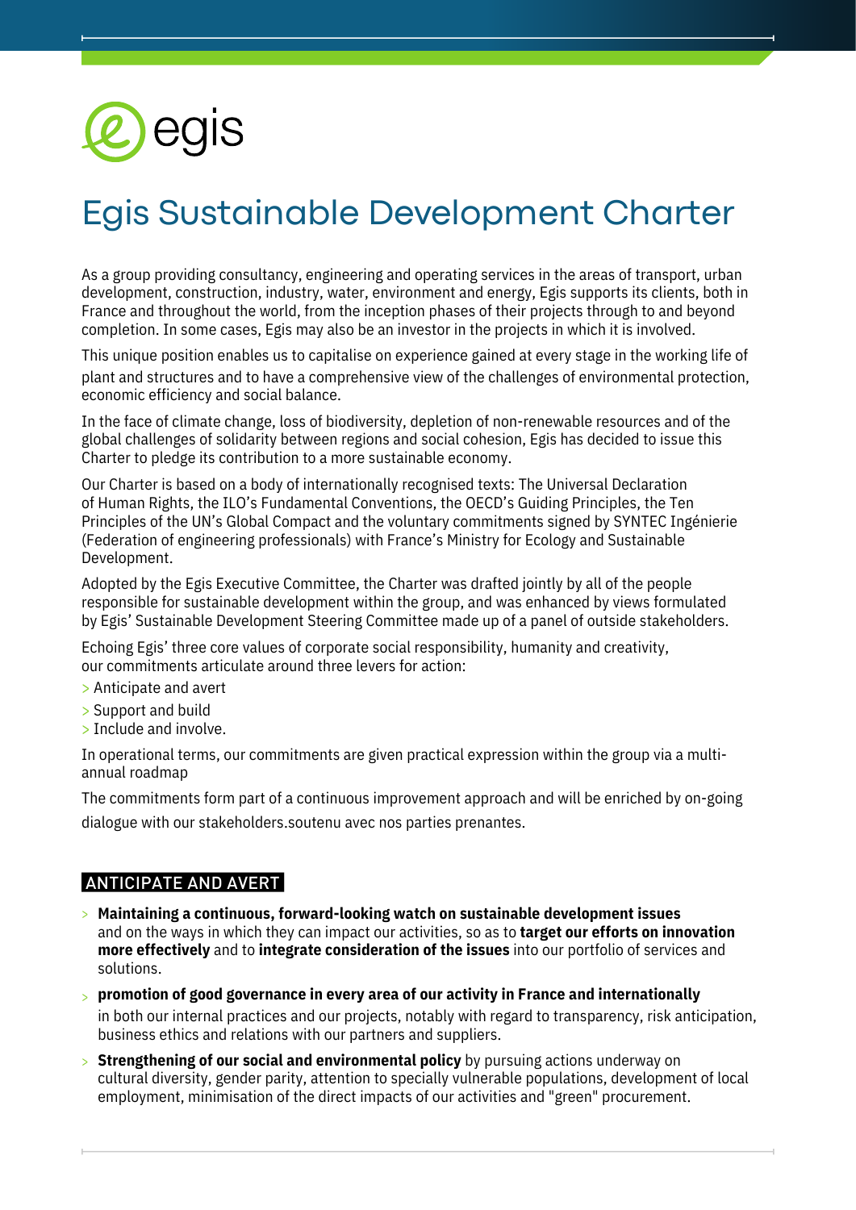egis

# Egis Sustainable Development Charter

As a group providing consultancy, engineering and operating services in the areas of transport, urban development, construction, industry, water, environment and energy, Egis supports its clients, both in France and throughout the world, from the inception phases of their projects through to and beyond completion. In some cases, Egis may also be an investor in the projects in which it is involved.

This unique position enables us to capitalise on experience gained at every stage in the working life of plant and structures and to have a comprehensive view of the challenges of environmental protection, economic efficiency and social balance.

In the face of climate change, loss of biodiversity, depletion of non-renewable resources and of the global challenges of solidarity between regions and social cohesion, Egis has decided to issue this Charter to pledge its contribution to a more sustainable economy.

Our Charter is based on a body of internationally recognised texts: The Universal Declaration of Human Rights, the ILO's Fundamental Conventions, the OECD's Guiding Principles, the Ten Principles of the UN's Global Compact and the voluntary commitments signed by SYNTEC Ingénierie (Federation of engineering professionals) with France's Ministry for Ecology and Sustainable Development.

Adopted by the Egis Executive Committee, the Charter was drafted jointly by all of the people responsible for sustainable development within the group, and was enhanced by views formulated by Egis' Sustainable Development Steering Committee made up of a panel of outside stakeholders.

Echoing Egis' three core values of corporate social responsibility, humanity and creativity, our commitments articulate around three levers for action:

> Anticipate and avert
> Support and build
> Include and involve.

In operational terms, our commitments are given practical expression within the group via a multi-annual roadmap

The commitments form part of a continuous improvement approach and will be enriched by on-going dialogue with our stakeholders.soutenu avec nos parties prenantes.

## ANTICIPATE AND AVERT

- **Maintaining a continuous, forward-looking watch on sustainable development issues** and on the ways in which they can impact our activities, so as to **target our efforts on innovation more effectively** and to **integrate consideration of the issues** into our portfolio of services and solutions.
- **promotion of good governance in every area of our activity in France and internationally** in both our internal practices and our projects, notably with regard to transparency, risk anticipation, business ethics and relations with our partners and suppliers.
- **Strengthening of our social and environmental policy** by pursuing actions underway on cultural diversity, gender parity, attention to specially vulnerable populations, development of local employment, minimisation of the direct impacts of our activities and "green" procurement.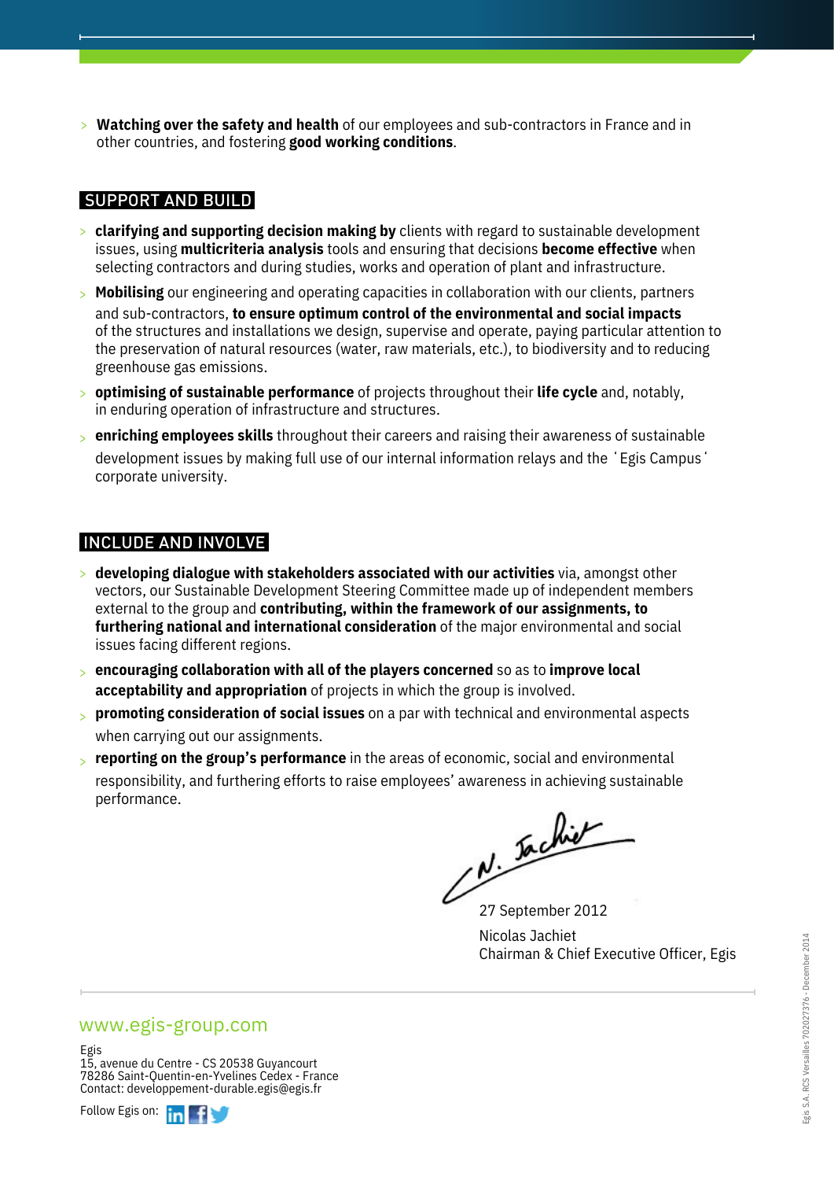- **Watching over the safety and health** of our employees and sub-contractors in France and in other countries, and fostering **good working conditions**.

## SUPPORT AND BUILD

- **clarifying and supporting decision making by** clients with regard to sustainable development issues, using **multicriteria analysis** tools and ensuring that decisions **become effective** when selecting contractors and during studies, works and operation of plant and infrastructure.
- **Mobilising** our engineering and operating capacities in collaboration with our clients, partners and sub-contractors, **to ensure optimum control of the environmental and social impacts** of the structures and installations we design, supervise and operate, paying particular attention to the preservation of natural resources (water, raw materials, etc.), to biodiversity and to reducing greenhouse gas emissions.
- **optimising of sustainable performance** of projects throughout their **life cycle** and, notably, in enduring operation of infrastructure and structures.
- **enriching employees skills** throughout their careers and raising their awareness of sustainable development issues by making full use of our internal information relays and the 'Egis Campus' corporate university.

## INCLUDE AND INVOLVE

- **developing dialogue with stakeholders associated with our activities** via, amongst other vectors, our Sustainable Development Steering Committee made up of independent members external to the group and **contributing, within the framework of our assignments, to furthering national and international consideration** of the major environmental and social issues facing different regions.
- **encouraging collaboration with all of the players concerned** so as to **improve local acceptability and appropriation** of projects in which the group is involved.
- **promoting consideration of social issues** on a par with technical and environmental aspects when carrying out our assignments.
- **reporting on the group's performance** in the areas of economic, social and environmental responsibility, and furthering efforts to raise employees' awareness in achieving sustainable performance.

27 September 2012

Nicolas Jachiet
Chairman & Chief Executive Officer, Egis

www.egis-group.com

Egis
15, avenue du Centre - CS 20538 Guyancourt
78286 Saint-Quentin-en-Yvelines Cedex - France
Contact: developpement-durable.egis@egis.fr

Follow Egis on:

Egis S.A. RCS Versailles 702027376 - December 2014